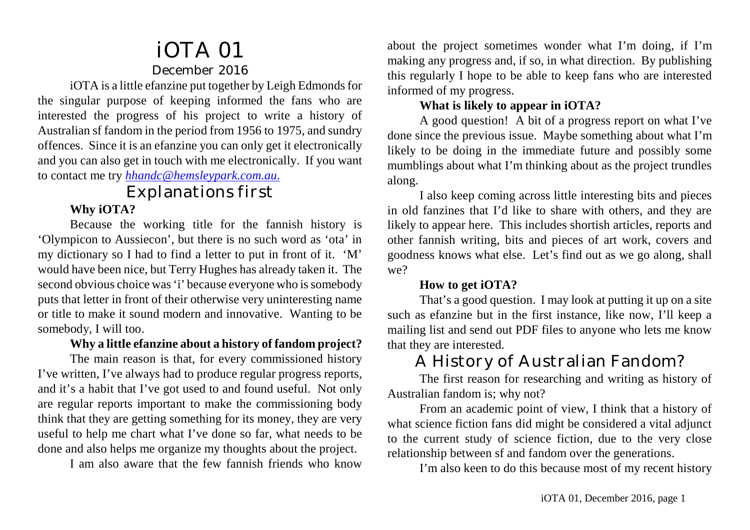# iOTA 01

December 2016

iOTA is a little efanzine put together by Leigh Edmonds for the singular purpose of keeping informed the fans who are interested the progress of his project to write a history of Australian sf fandom in the period from 1956 to 1975, and sundry offences. Since it is an efanzine you can only get it electronically and you can also get in touch with me electronically. If you want to contact me try *hhandc@hemsleypark.com.au*.

## Explanations first

**Why iOTA?**

Because the working title for the fannish history is 'Olympicon to Aussiecon', but there is no such word as 'ota' in my dictionary so I had to find a letter to put in front of it. 'M' would have been nice, but Terry Hughes has already taken it. The second obvious choice was 'i' because everyone who is somebody puts that letter in front of their otherwise very uninteresting name or title to make it sound modern and innovative. Wanting to be somebody, I will too.

**Why a little efanzine about a history of fandom project?**

The main reason is that, for every commissioned history I've written, I've always had to produce regular progress reports, and it's a habit that I've got used to and found useful. Not only are regular reports important to make the commissioning body think that they are getting something for its money, they are very useful to help me chart what I've done so far, what needs to be done and also helps me organize my thoughts about the project.

I am also aware that the few fannish friends who know about the project sometimes wonder what I'm doing, if I'm making any progress and, if so, in what direction. By publishing this regularly I hope to be able to keep fans who are interested informed of my progress.

**What is likely to appear in iOTA?**

A good question! A bit of a progress report on what I've done since the previous issue. Maybe something about what I'm likely to be doing in the immediate future and possibly some mumblings about what I'm thinking about as the project trundles along.

I also keep coming across little interesting bits and pieces in old fanzines that I'd like to share with others, and they are likely to appear here. This includes shortish articles, reports and other fannish writing, bits and pieces of art work, covers and goodness knows what else. Let's find out as we go along, shall we?

**How to get iOTA?**

That's a good question. I may look at putting it up on a site such as efanzine but in the first instance, like now, I'll keep a mailing list and send out PDF files to anyone who lets me know that they are interested.

## A History of Australian Fandom?

The first reason for researching and writing as history of Australian fandom is; why not?

From an academic point of view, I think that a history of what science fiction fans did might be considered a vital adjunct to the current study of science fiction, due to the very close relationship between sf and fandom over the generations.

I'm also keen to do this because most of my recent history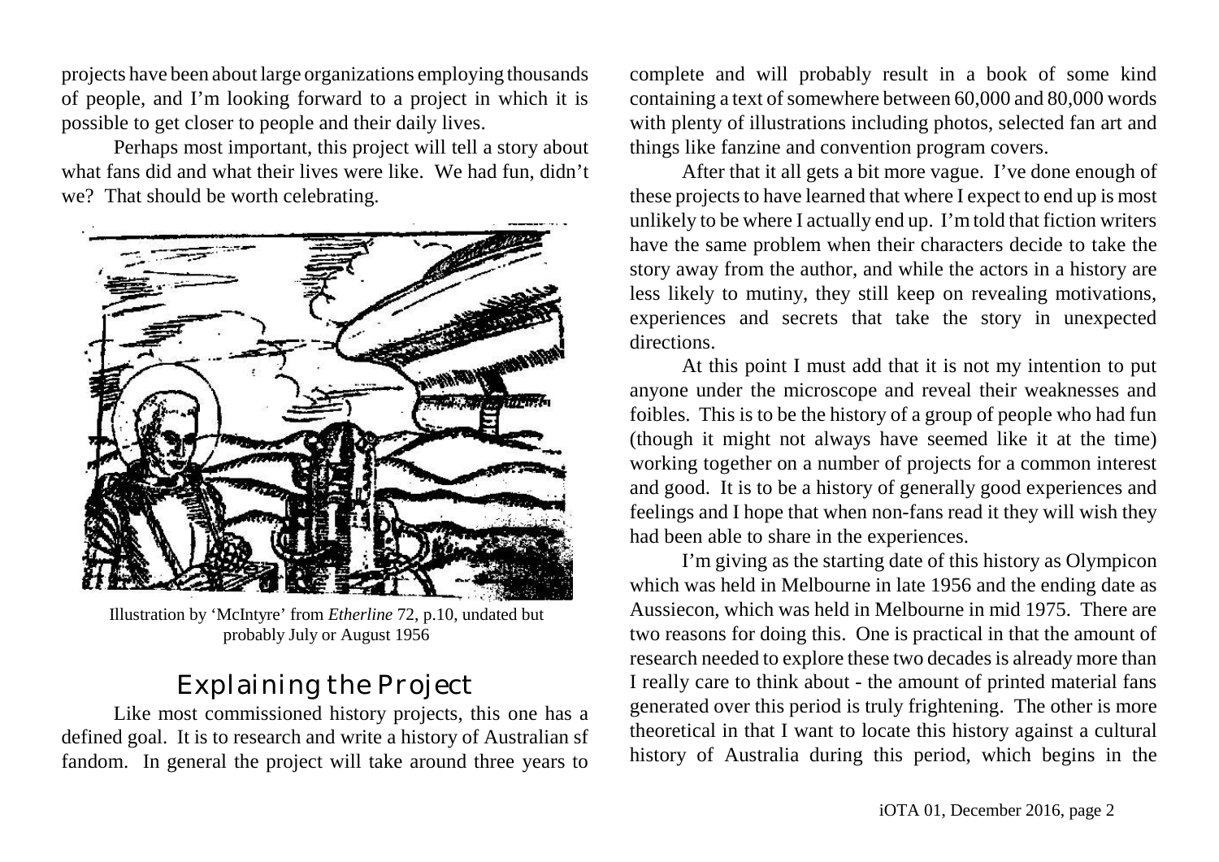projects have been about large organizations employing thousands of people, and I'm looking forward to a project in which it is possible to get closer to people and their daily lives.

Perhaps most important, this project will tell a story about what fans did and what their lives were like. We had fun, didn't we? That should be worth celebrating.

Illustration by 'McIntyre' from *Etherline* 72, p.10, undated but probably July or August 1956

## Explaining the Project

Like most commissioned history projects, this one has a defined goal. It is to research and write a history of Australian sf fandom. In general the project will take around three years to complete and will probably result in a book of some kind containing a text of somewhere between 60,000 and 80,000 words with plenty of illustrations including photos, selected fan art and things like fanzine and convention program covers.

After that it all gets a bit more vague. I've done enough of these projects to have learned that where I expect to end up is most unlikely to be where I actually end up. I'm told that fiction writers have the same problem when their characters decide to take the story away from the author, and while the actors in a history are less likely to mutiny, they still keep on revealing motivations, experiences and secrets that take the story in unexpected directions.

At this point I must add that it is not my intention to put anyone under the microscope and reveal their weaknesses and foibles. This is to be the history of a group of people who had fun (though it might not always have seemed like it at the time) working together on a number of projects for a common interest and good. It is to be a history of generally good experiences and feelings and I hope that when non-fans read it they will wish they had been able to share in the experiences.

I'm giving as the starting date of this history as Olympicon which was held in Melbourne in late 1956 and the ending date as Aussiecon, which was held in Melbourne in mid 1975. There are two reasons for doing this. One is practical in that the amount of research needed to explore these two decades is already more than I really care to think about - the amount of printed material fans generated over this period is truly frightening. The other is more theoretical in that I want to locate this history against a cultural history of Australia during this period, which begins in the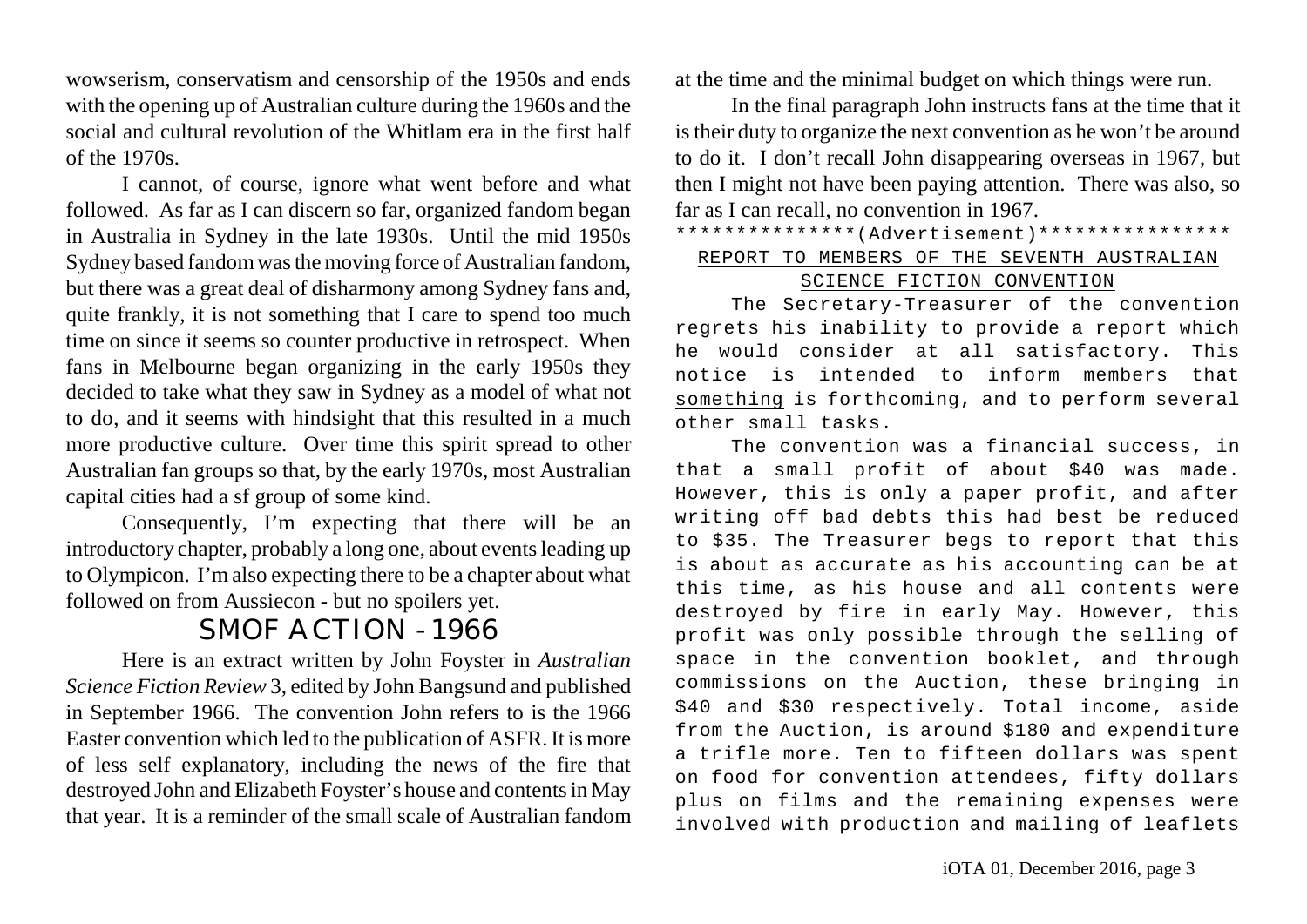wowserism, conservatism and censorship of the 1950s and ends with the opening up of Australian culture during the 1960s and the social and cultural revolution of the Whitlam era in the first half of the 1970s.

I cannot, of course, ignore what went before and what followed. As far as I can discern so far, organized fandom began in Australia in Sydney in the late 1930s. Until the mid 1950s Sydney based fandom was the moving force of Australian fandom, but there was a great deal of disharmony among Sydney fans and, quite frankly, it is not something that I care to spend too much time on since it seems so counter productive in retrospect. When fans in Melbourne began organizing in the early 1950s they decided to take what they saw in Sydney as a model of what not to do, and it seems with hindsight that this resulted in a much more productive culture. Over time this spirit spread to other Australian fan groups so that, by the early 1970s, most Australian capital cities had a sf group of some kind.

Consequently, I'm expecting that there will be an introductory chapter, probably a long one, about events leading up to Olympicon. I'm also expecting there to be a chapter about what followed on from Aussiecon - but no spoilers yet.

## SMOF ACTION - 1966

Here is an extract written by John Foyster in *Australian Science Fiction Review* 3, edited by John Bangsund and published in September 1966. The convention John refers to is the 1966 Easter convention which led to the publication of ASFR. It is more of less self explanatory, including the news of the fire that destroyed John and Elizabeth Foyster's house and contents in May that year. It is a reminder of the small scale of Australian fandom at the time and the minimal budget on which things were run.

In the final paragraph John instructs fans at the time that it is their duty to organize the next convention as he won't be around to do it. I don't recall John disappearing overseas in 1967, but then I might not have been paying attention. There was also, so far as I can recall, no convention in 1967.

***************(Advertisement)****************

<u>REPORT TO MEMBERS OF THE SEVENTH AUSTRALIAN SCIENCE FICTION CONVENTION</u>

The Secretary-Treasurer of the convention regrets his inability to provide a report which he would consider at all satisfactory. This notice is intended to inform members that <u>something</u> is forthcoming, and to perform several other small tasks.

The convention was a financial success, in that a small profit of about $40 was made. However, this is only a paper profit, and after writing off bad debts this had best be reduced to $35. The Treasurer begs to report that this is about as accurate as his accounting can be at this time, as his house and all contents were destroyed by fire in early May. However, this profit was only possible through the selling of space in the convention booklet, and through commissions on the Auction, these bringing in $40 and $30 respectively. Total income, aside from the Auction, is around $180 and expenditure a trifle more. Ten to fifteen dollars was spent on food for convention attendees, fifty dollars plus on films and the remaining expenses were involved with production and mailing of leaflets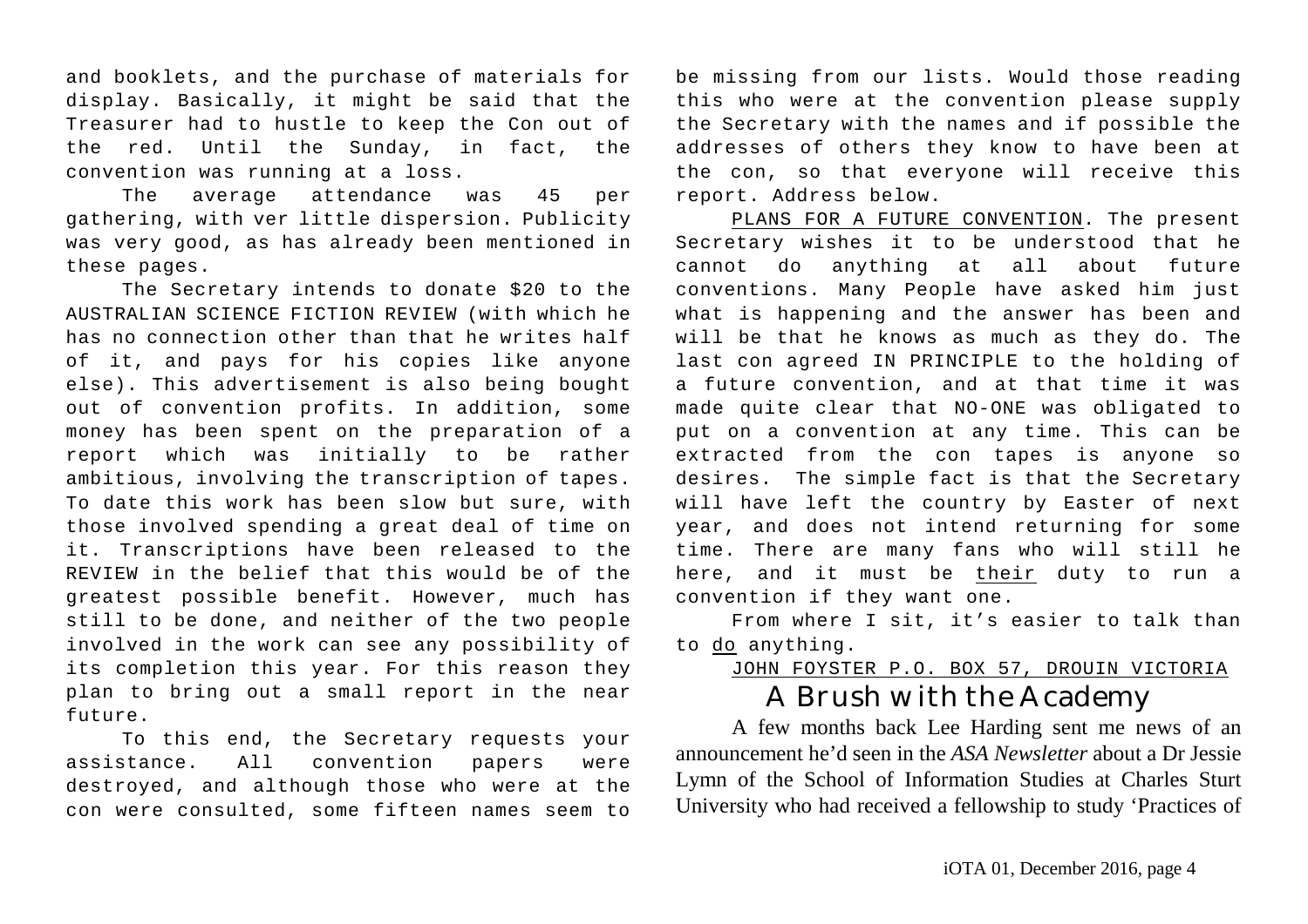and booklets, and the purchase of materials for display. Basically, it might be said that the Treasurer had to hustle to keep the Con out of the red. Until the Sunday, in fact, the convention was running at a loss.

The average attendance was 45 per gathering, with ver little dispersion. Publicity was very good, as has already been mentioned in these pages.

The Secretary intends to donate $20 to the AUSTRALIAN SCIENCE FICTION REVIEW (with which he has no connection other than that he writes half of it, and pays for his copies like anyone else). This advertisement is also being bought out of convention profits. In addition, some money has been spent on the preparation of a report which was initially to be rather ambitious, involving the transcription of tapes. To date this work has been slow but sure, with those involved spending a great deal of time on it. Transcriptions have been released to the REVIEW in the belief that this would be of the greatest possible benefit. However, much has still to be done, and neither of the two people involved in the work can see any possibility of its completion this year. For this reason they plan to bring out a small report in the near future.

To this end, the Secretary requests your assistance. All convention papers were destroyed, and although those who were at the con were consulted, some fifteen names seem to be missing from our lists. Would those reading this who were at the convention please supply the Secretary with the names and if possible the addresses of others they know to have been at the con, so that everyone will receive this report. Address below.

PLANS FOR A FUTURE CONVENTION. The present Secretary wishes it to be understood that he cannot do anything at all about future conventions. Many People have asked him just what is happening and the answer has been and will be that he knows as much as they do. The last con agreed IN PRINCIPLE to the holding of a future convention, and at that time it was made quite clear that NO-ONE was obligated to put on a convention at any time. This can be extracted from the con tapes is anyone so desires. The simple fact is that the Secretary will have left the country by Easter of next year, and does not intend returning for some time. There are many fans who will still he here, and it must be their duty to run a convention if they want one.

From where I sit, it's easier to talk than to do anything.

JOHN FOYSTER P.O. BOX 57, DROUIN VICTORIA

## A Brush with the Academy

A few months back Lee Harding sent me news of an announcement he'd seen in the *ASA Newsletter* about a Dr Jessie Lymn of the School of Information Studies at Charles Sturt University who had received a fellowship to study 'Practices of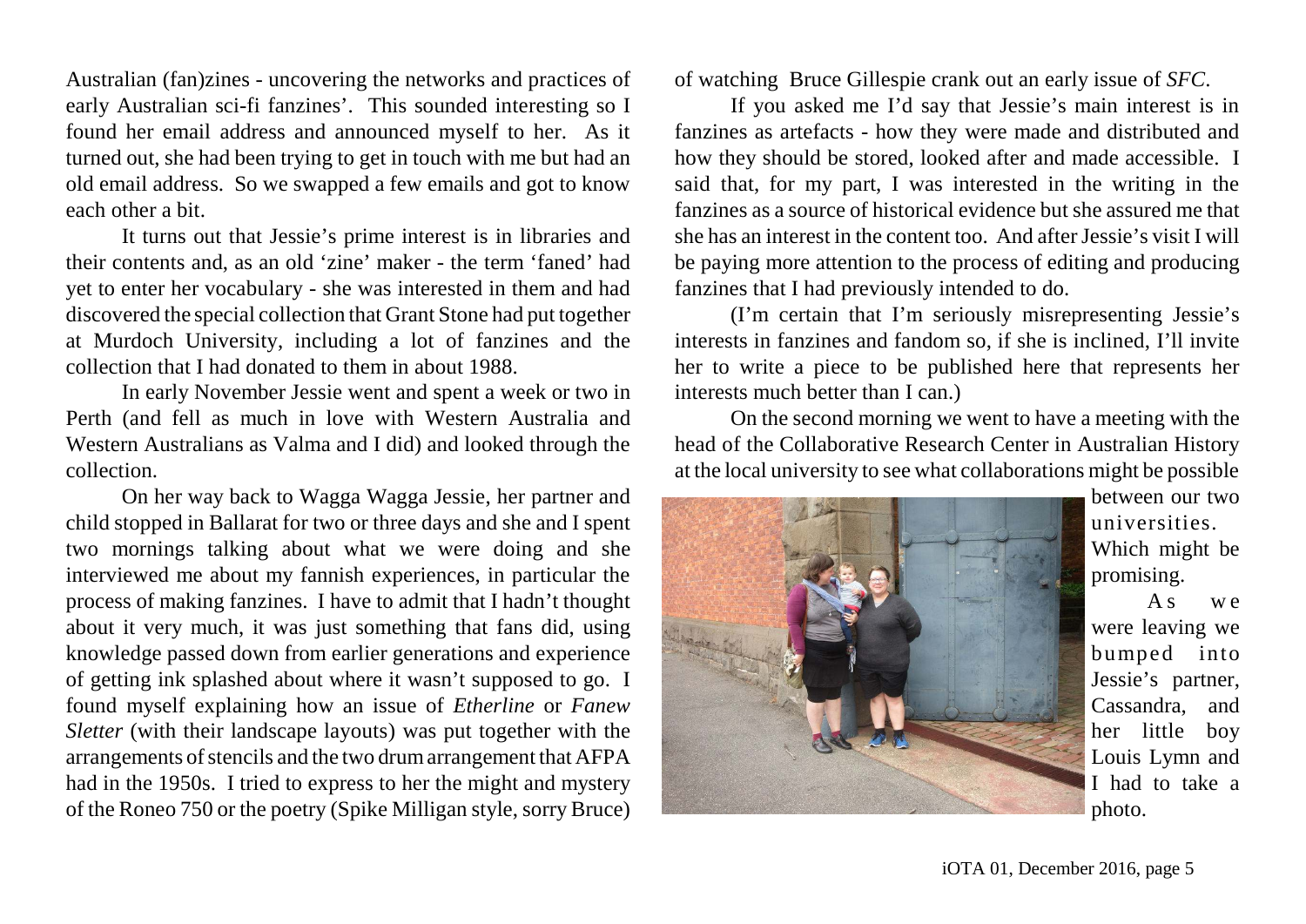Australian (fan)zines - uncovering the networks and practices of early Australian sci-fi fanzines'. This sounded interesting so I found her email address and announced myself to her. As it turned out, she had been trying to get in touch with me but had an old email address. So we swapped a few emails and got to know each other a bit.

It turns out that Jessie's prime interest is in libraries and their contents and, as an old 'zine' maker - the term 'faned' had yet to enter her vocabulary - she was interested in them and had discovered the special collection that Grant Stone had put together at Murdoch University, including a lot of fanzines and the collection that I had donated to them in about 1988.

In early November Jessie went and spent a week or two in Perth (and fell as much in love with Western Australia and Western Australians as Valma and I did) and looked through the collection.

On her way back to Wagga Wagga Jessie, her partner and child stopped in Ballarat for two or three days and she and I spent two mornings talking about what we were doing and she interviewed me about my fannish experiences, in particular the process of making fanzines. I have to admit that I hadn't thought about it very much, it was just something that fans did, using knowledge passed down from earlier generations and experience of getting ink splashed about where it wasn't supposed to go. I found myself explaining how an issue of *Etherline* or *Fanew Sletter* (with their landscape layouts) was put together with the arrangements of stencils and the two drum arrangement that AFPA had in the 1950s. I tried to express to her the might and mystery of the Roneo 750 or the poetry (Spike Milligan style, sorry Bruce) of watching Bruce Gillespie crank out an early issue of *SFC*.

If you asked me I'd say that Jessie's main interest is in fanzines as artefacts - how they were made and distributed and how they should be stored, looked after and made accessible. I said that, for my part, I was interested in the writing in the fanzines as a source of historical evidence but she assured me that she has an interest in the content too. And after Jessie's visit I will be paying more attention to the process of editing and producing fanzines that I had previously intended to do.

(I'm certain that I'm seriously misrepresenting Jessie's interests in fanzines and fandom so, if she is inclined, I'll invite her to write a piece to be published here that represents her interests much better than I can.)

On the second morning we went to have a meeting with the head of the Collaborative Research Center in Australian History at the local university to see what collaborations might be possible between our two universities. Which might be promising.

As we were leaving we bumped into Jessie's partner, Cassandra, and her little boy Louis Lymn and I had to take a photo.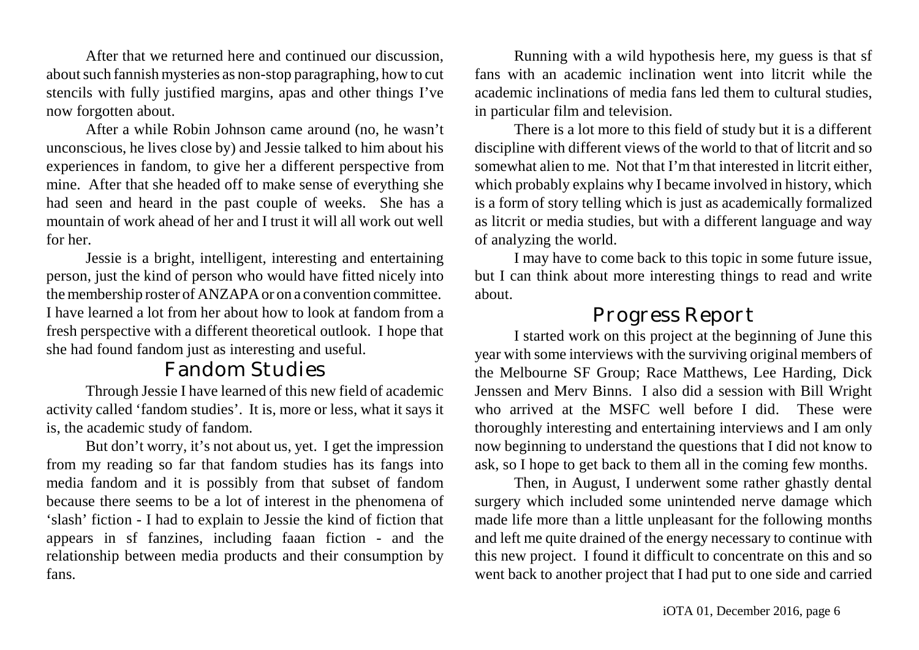After that we returned here and continued our discussion, about such fannish mysteries as non-stop paragraphing, how to cut stencils with fully justified margins, apas and other things I've now forgotten about.

After a while Robin Johnson came around (no, he wasn't unconscious, he lives close by) and Jessie talked to him about his experiences in fandom, to give her a different perspective from mine. After that she headed off to make sense of everything she had seen and heard in the past couple of weeks. She has a mountain of work ahead of her and I trust it will all work out well for her.

Jessie is a bright, intelligent, interesting and entertaining person, just the kind of person who would have fitted nicely into the membership roster of ANZAPA or on a convention committee. I have learned a lot from her about how to look at fandom from a fresh perspective with a different theoretical outlook. I hope that she had found fandom just as interesting and useful.

## Fandom Studies

Through Jessie I have learned of this new field of academic activity called 'fandom studies'. It is, more or less, what it says it is, the academic study of fandom.

But don't worry, it's not about us, yet. I get the impression from my reading so far that fandom studies has its fangs into media fandom and it is possibly from that subset of fandom because there seems to be a lot of interest in the phenomena of 'slash' fiction - I had to explain to Jessie the kind of fiction that appears in sf fanzines, including faaan fiction - and the relationship between media products and their consumption by fans.

Running with a wild hypothesis here, my guess is that sf fans with an academic inclination went into litcrit while the academic inclinations of media fans led them to cultural studies, in particular film and television.

There is a lot more to this field of study but it is a different discipline with different views of the world to that of litcrit and so somewhat alien to me. Not that I'm that interested in litcrit either, which probably explains why I became involved in history, which is a form of story telling which is just as academically formalized as litcrit or media studies, but with a different language and way of analyzing the world.

I may have to come back to this topic in some future issue, but I can think about more interesting things to read and write about.

## Progress Report

I started work on this project at the beginning of June this year with some interviews with the surviving original members of the Melbourne SF Group; Race Matthews, Lee Harding, Dick Jenssen and Merv Binns. I also did a session with Bill Wright who arrived at the MSFC well before I did. These were thoroughly interesting and entertaining interviews and I am only now beginning to understand the questions that I did not know to ask, so I hope to get back to them all in the coming few months.

Then, in August, I underwent some rather ghastly dental surgery which included some unintended nerve damage which made life more than a little unpleasant for the following months and left me quite drained of the energy necessary to continue with this new project. I found it difficult to concentrate on this and so went back to another project that I had put to one side and carried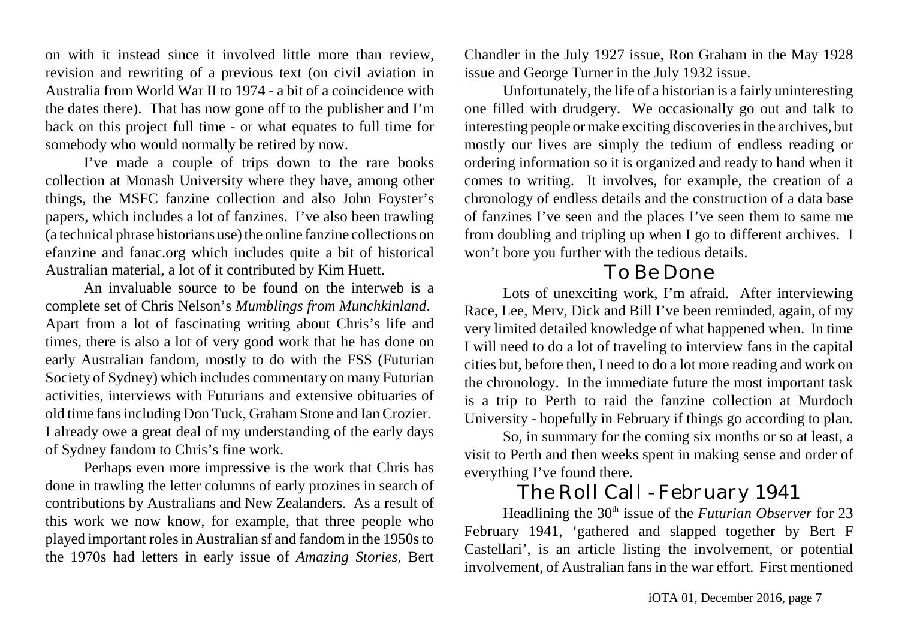on with it instead since it involved little more than review, revision and rewriting of a previous text (on civil aviation in Australia from World War II to 1974 - a bit of a coincidence with the dates there). That has now gone off to the publisher and I'm back on this project full time - or what equates to full time for somebody who would normally be retired by now.

I've made a couple of trips down to the rare books collection at Monash University where they have, among other things, the MSFC fanzine collection and also John Foyster's papers, which includes a lot of fanzines. I've also been trawling (a technical phrase historians use) the online fanzine collections on efanzine and fanac.org which includes quite a bit of historical Australian material, a lot of it contributed by Kim Huett.

An invaluable source to be found on the interweb is a complete set of Chris Nelson's *Mumblings from Munchkinland*. Apart from a lot of fascinating writing about Chris's life and times, there is also a lot of very good work that he has done on early Australian fandom, mostly to do with the FSS (Futurian Society of Sydney) which includes commentary on many Futurian activities, interviews with Futurians and extensive obituaries of old time fans including Don Tuck, Graham Stone and Ian Crozier. I already owe a great deal of my understanding of the early days of Sydney fandom to Chris's fine work.

Perhaps even more impressive is the work that Chris has done in trawling the letter columns of early prozines in search of contributions by Australians and New Zealanders. As a result of this work we now know, for example, that three people who played important roles in Australian sf and fandom in the 1950s to the 1970s had letters in early issue of *Amazing Stories*, Bert Chandler in the July 1927 issue, Ron Graham in the May 1928 issue and George Turner in the July 1932 issue.

Unfortunately, the life of a historian is a fairly uninteresting one filled with drudgery. We occasionally go out and talk to interesting people or make exciting discoveries in the archives, but mostly our lives are simply the tedium of endless reading or ordering information so it is organized and ready to hand when it comes to writing. It involves, for example, the creation of a chronology of endless details and the construction of a data base of fanzines I've seen and the places I've seen them to same me from doubling and tripling up when I go to different archives. I won't bore you further with the tedious details.

## To Be Done

Lots of unexciting work, I'm afraid. After interviewing Race, Lee, Merv, Dick and Bill I've been reminded, again, of my very limited detailed knowledge of what happened when. In time I will need to do a lot of traveling to interview fans in the capital cities but, before then, I need to do a lot more reading and work on the chronology. In the immediate future the most important task is a trip to Perth to raid the fanzine collection at Murdoch University - hopefully in February if things go according to plan.

So, in summary for the coming six months or so at least, a visit to Perth and then weeks spent in making sense and order of everything I've found there.

## The Roll Call - February 1941

Headlining the 30th issue of the *Futurian Observer* for 23 February 1941, 'gathered and slapped together by Bert F Castellari', is an article listing the involvement, or potential involvement, of Australian fans in the war effort. First mentioned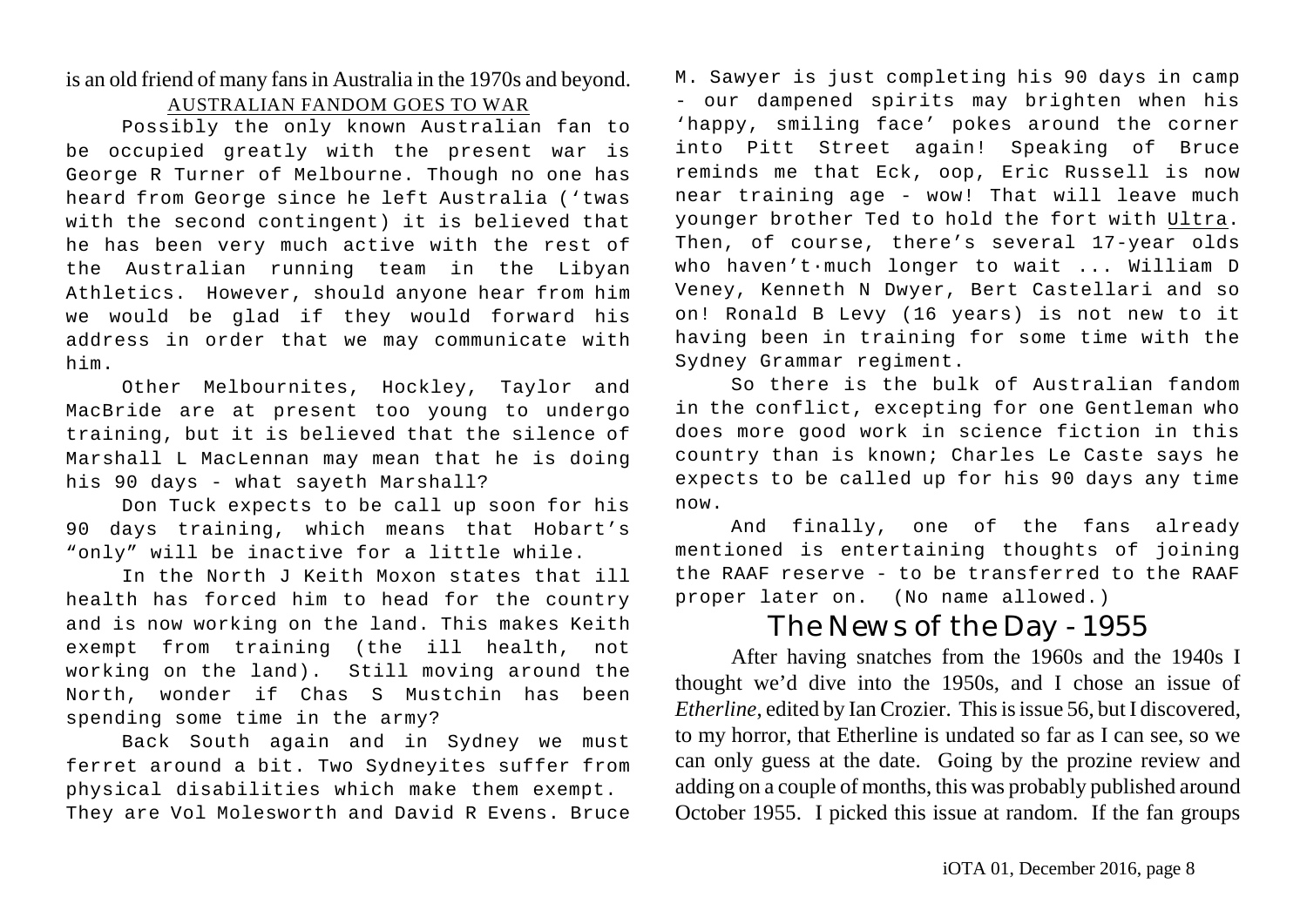is an old friend of many fans in Australia in the 1970s and beyond.

AUSTRALIAN FANDOM GOES TO WAR

Possibly the only known Australian fan to be occupied greatly with the present war is George R Turner of Melbourne. Though no one has heard from George since he left Australia ('twas with the second contingent) it is believed that he has been very much active with the rest of the Australian running team in the Libyan Athletics. However, should anyone hear from him we would be glad if they would forward his address in order that we may communicate with him.

Other Melbournites, Hockley, Taylor and MacBride are at present too young to undergo training, but it is believed that the silence of Marshall L MacLennan may mean that he is doing his 90 days - what sayeth Marshall?

Don Tuck expects to be call up soon for his 90 days training, which means that Hobart's "only" will be inactive for a little while.

In the North J Keith Moxon states that ill health has forced him to head for the country and is now working on the land. This makes Keith exempt from training (the ill health, not working on the land). Still moving around the North, wonder if Chas S Mustchin has been spending some time in the army?

Back South again and in Sydney we must ferret around a bit. Two Sydneyites suffer from physical disabilities which make them exempt. They are Vol Molesworth and David R Evens. Bruce M. Sawyer is just completing his 90 days in camp - our dampened spirits may brighten when his 'happy, smiling face' pokes around the corner into Pitt Street again! Speaking of Bruce reminds me that Eck, oop, Eric Russell is now near training age - wow! That will leave much younger brother Ted to hold the fort with Ultra. Then, of course, there's several 17-year olds who haven't·much longer to wait ... William D Veney, Kenneth N Dwyer, Bert Castellari and so on! Ronald B Levy (16 years) is not new to it having been in training for some time with the Sydney Grammar regiment.

So there is the bulk of Australian fandom in the conflict, excepting for one Gentleman who does more good work in science fiction in this country than is known; Charles Le Caste says he expects to be called up for his 90 days any time now.

And finally, one of the fans already mentioned is entertaining thoughts of joining the RAAF reserve - to be transferred to the RAAF proper later on. (No name allowed.)

## The News of the Day - 1955

After having snatches from the 1960s and the 1940s I thought we'd dive into the 1950s, and I chose an issue of *Etherline*, edited by Ian Crozier. This is issue 56, but I discovered, to my horror, that Etherline is undated so far as I can see, so we can only guess at the date. Going by the prozine review and adding on a couple of months, this was probably published around October 1955. I picked this issue at random. If the fan groups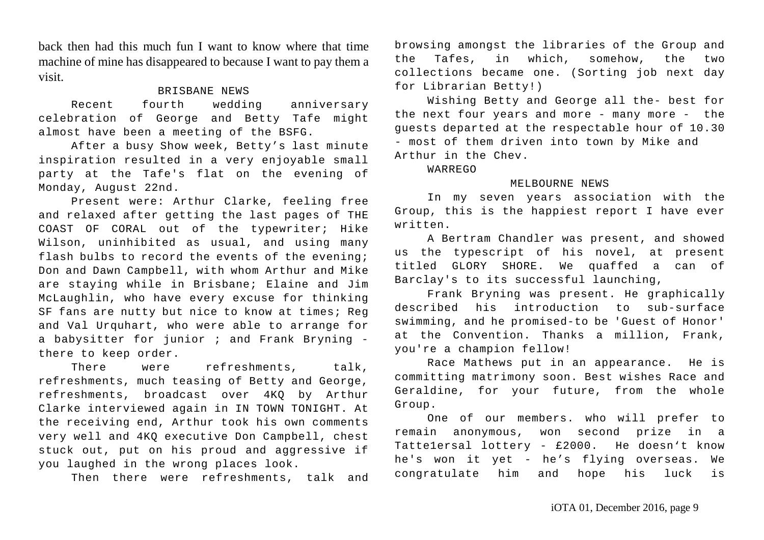back then had this much fun I want to know where that time machine of mine has disappeared to because I want to pay them a visit.

## BRISBANE NEWS

Recent fourth wedding anniversary celebration of George and Betty Tafe might almost have been a meeting of the BSFG.

After a busy Show week, Betty's last minute inspiration resulted in a very enjoyable small party at the Tafe's flat on the evening of Monday, August 22nd.

Present were: Arthur Clarke, feeling free and relaxed after getting the last pages of THE COAST OF CORAL out of the typewriter; Hike Wilson, uninhibited as usual, and using many flash bulbs to record the events of the evening; Don and Dawn Campbell, with whom Arthur and Mike are staying while in Brisbane; Elaine and Jim McLaughlin, who have every excuse for thinking SF fans are nutty but nice to know at times; Reg and Val Urquhart, who were able to arrange for a babysitter for junior ; and Frank Bryning - there to keep order.

There were refreshments, talk, refreshments, much teasing of Betty and George, refreshments, broadcast over 4KQ by Arthur Clarke interviewed again in IN TOWN TONIGHT. At the receiving end, Arthur took his own comments very well and 4KQ executive Don Campbell, chest stuck out, put on his proud and aggressive if you laughed in the wrong places look.

Then there were refreshments, talk and browsing amongst the libraries of the Group and the Tafes, in which, somehow, the two collections became one. (Sorting job next day for Librarian Betty!)

Wishing Betty and George all the- best for the next four years and more - many more - the guests departed at the respectable hour of 10.30 - most of them driven into town by Mike and Arthur in the Chev.

WARREGO

## MELBOURNE NEWS

In my seven years association with the Group, this is the happiest report I have ever written.

A Bertram Chandler was present, and showed us the typescript of his novel, at present titled GLORY SHORE. We quaffed a can of Barclay's to its successful launching,

Frank Bryning was present. He graphically described his introduction to sub-surface swimming, and he promised-to be 'Guest of Honor' at the Convention. Thanks a million, Frank, you're a champion fellow!

Race Mathews put in an appearance. He is committing matrimony soon. Best wishes Race and Geraldine, for your future, from the whole Group.

One of our members. who will prefer to remain anonymous, won second prize in a Tatte1ersal lottery - £2000. He doesn't know he's won it yet - he's flying overseas. We congratulate him and hope his luck is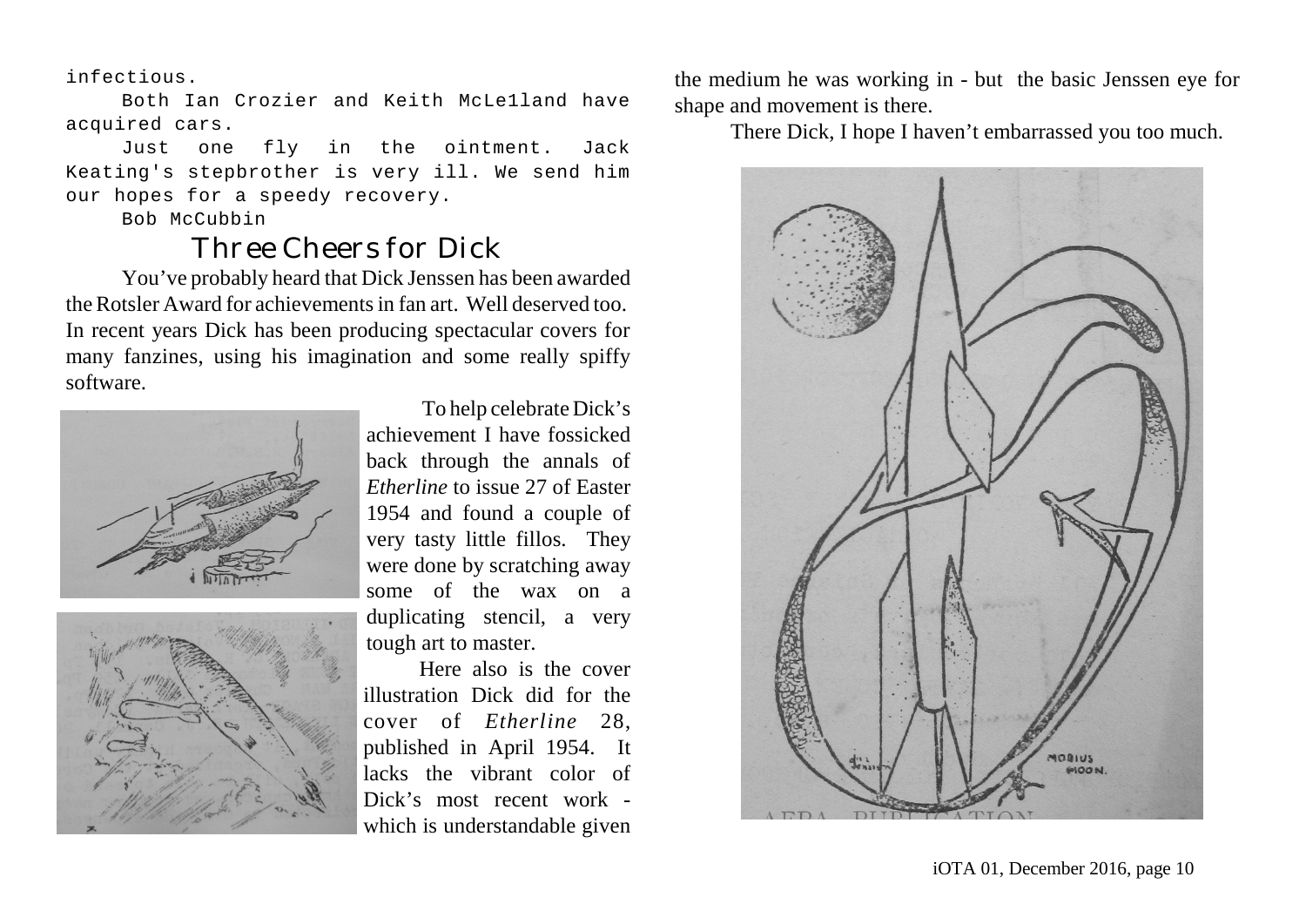infectious.

Both Ian Crozier and Keith McLe1land have acquired cars.

Just one fly in the ointment. Jack Keating's stepbrother is very ill. We send him our hopes for a speedy recovery.

Bob McCubbin

## Three Cheers for Dick

You've probably heard that Dick Jenssen has been awarded the Rotsler Award for achievements in fan art. Well deserved too. In recent years Dick has been producing spectacular covers for many fanzines, using his imagination and some really spiffy software.

To help celebrate Dick's achievement I have fossicked back through the annals of *Etherline* to issue 27 of Easter 1954 and found a couple of very tasty little fillos. They were done by scratching away some of the wax on a duplicating stencil, a very tough art to master.

Here also is the cover illustration Dick did for the cover of *Etherline* 28, published in April 1954. It lacks the vibrant color of Dick's most recent work - which is understandable given the medium he was working in - but the basic Jenssen eye for shape and movement is there.

There Dick, I hope I haven't embarrassed you too much.